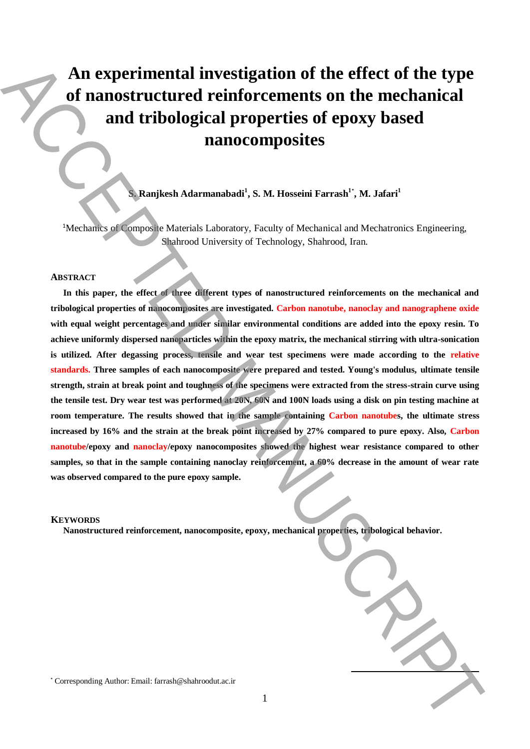# An experimental investigation of the effect of the type of nanostructured reinforcements on the mechanical and tribological properties of epoxy based nanocomposites

**S. Ranjkesh Adarmanabadi[1], S. M. Hosseini Farrash[1*], M. Jafari[1]**

[1]Mechanics of Composite Materials Laboratory, Faculty of Mechanical and Mechatronics Engineering, Shahrood University of Technology, Shahrood, Iran.

## ABSTRACT

**In this paper, the effect of three different types of nanostructured reinforcements on the mechanical and tribological properties of nanocomposites are investigated. Carbon nanotube, nanoclay and nanographene oxide with equal weight percentages and under similar environmental conditions are added into the epoxy resin. To achieve uniformly dispersed nanoparticles within the epoxy matrix, the mechanical stirring with ultra-sonication is utilized. After degassing process, tensile and wear test specimens were made according to the relative standards. Three samples of each nanocomposite were prepared and tested. Young's modulus, ultimate tensile strength, strain at break point and toughness of the specimens were extracted from the stress-strain curve using the tensile test. Dry wear test was performed at 20N, 60N and 100N loads using a disk on pin testing machine at room temperature. The results showed that in the sample containing Carbon nanotubes, the ultimate stress increased by 16% and the strain at the break point increased by 27% compared to pure epoxy. Also, Carbon nanotube/epoxy and nanoclay/epoxy nanocomposites showed the highest wear resistance compared to other samples, so that in the sample containing nanoclay reinforcement, a 60% decrease in the amount of wear rate was observed compared to the pure epoxy sample.**

## KEYWORDS

**Nanostructured reinforcement, nanocomposite, epoxy, mechanical properties, tribological behavior.**

[*] Corresponding Author: Email: farrash@shahroodut.ac.ir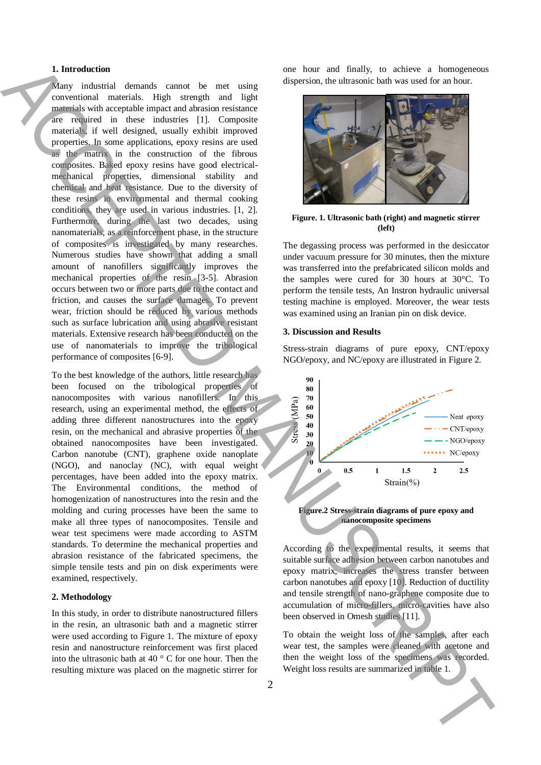## 1. Introduction

Many industrial demands cannot be met using conventional materials. High strength and light materials with acceptable impact and abrasion resistance are required in these industries [1]. Composite materials, if well designed, usually exhibit improved properties. In some applications, epoxy resins are used as the matrix in the construction of the fibrous composites. Baked epoxy resins have good electrical-mechanical properties, dimensional stability and chemical and heat resistance. Due to the diversity of these resins in environmental and thermal cooking conditions, they are used in various industries. [1, 2]. Furthermore, during the last two decades, using nanomaterials, as a reinforcement phase, in the structure of composites is investigated by many researches. Numerous studies have shown that adding a small amount of nanofillers significantly improves the mechanical properties of the resin [3-5]. Abrasion occurs between two or more parts due to the contact and friction, and causes the surface damages. To prevent wear, friction should be reduced by various methods such as surface lubrication and using abrasive resistant materials. Extensive research has been conducted on the use of nanomaterials to improve the tribological performance of composites [6-9].

To the best knowledge of the authors, little research has been focused on the tribological properties of nanocomposites with various nanofillers. In this research, using an experimental method, the effects of adding three different nanostructures into the epoxy resin, on the mechanical and abrasive properties of the obtained nanocomposites have been investigated. Carbon nanotube (CNT), graphene oxide nanoplate (NGO), and nanoclay (NC), with equal weight percentages, have been added into the epoxy matrix. The Environmental conditions, the method of homogenization of nanostructures into the resin and the molding and curing processes have been the same to make all three types of nanocomposites. Tensile and wear test specimens were made according to ASTM standards. To determine the mechanical properties and abrasion resistance of the fabricated specimens, the simple tensile tests and pin on disk experiments were examined, respectively.

## 2. Methodology

In this study, in order to distribute nanostructured fillers in the resin, an ultrasonic bath and a magnetic stirrer were used according to Figure 1. The mixture of epoxy resin and nanostructure reinforcement was first placed into the ultrasonic bath at 40 ° C for one hour. Then the resulting mixture was placed on the magnetic stirrer for one hour and finally, to achieve a homogeneous dispersion, the ultrasonic bath was used for an hour.

**Figure. 1. Ultrasonic bath (right) and magnetic stirrer (left)**

The degassing process was performed in the desiccator under vacuum pressure for 30 minutes, then the mixture was transferred into the prefabricated silicon molds and the samples were cured for 30 hours at 30°C. To perform the tensile tests, An Instron hydraulic universal testing machine is employed. Moreover, the wear tests was examined using an Iranian pin on disk device.

## 3. Discussion and Results

Stress-strain diagrams of pure epoxy, CNT/epoxy NGO/epoxy, and NC/epoxy are illustrated in Figure 2.

**Figure.2 Stress-strain diagrams of pure epoxy and nanocomposite specimens**

According to the experimental results, it seems that suitable surface adhesion between carbon nanotubes and epoxy matrix, increases the stress transfer between carbon nanotubes and epoxy [10]. Reduction of ductility and tensile strength of nano-graphene composite due to accumulation of micro-fillers, micro-cavities have also been observed in Omesh studies [11].

To obtain the weight loss of the samples, after each wear test, the samples were cleaned with acetone and then the weight loss of the specimens was recorded. Weight loss results are summarized in table 1.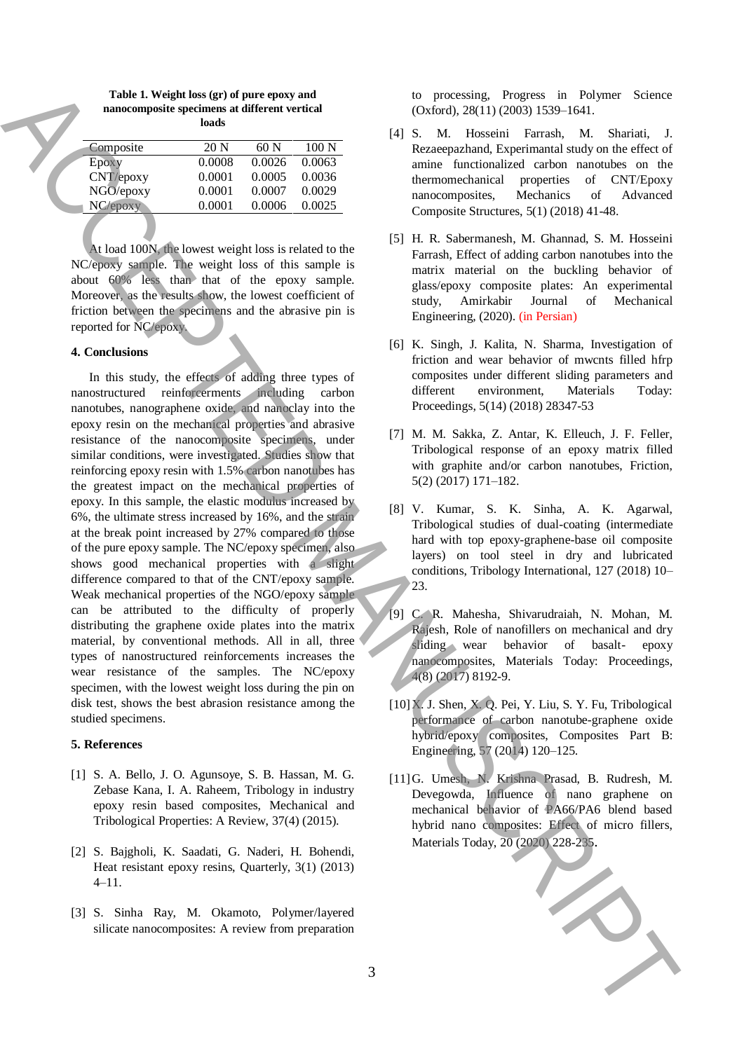**Table 1. Weight loss (gr) of pure epoxy and nanocomposite specimens at different vertical loads**

| Composite | 20 N | 60 N | 100 N |
|---|---|---|---|
| Epoxy | 0.0008 | 0.0026 | 0.0063 |
| CNT/epoxy | 0.0001 | 0.0005 | 0.0036 |
| NGO/epoxy | 0.0001 | 0.0007 | 0.0029 |
| NC/epoxy | 0.0001 | 0.0006 | 0.0025 |

At load 100N, the lowest weight loss is related to the NC/epoxy sample. The weight loss of this sample is about 60% less than that of the epoxy sample. Moreover, as the results show, the lowest coefficient of friction between the specimens and the abrasive pin is reported for NC/epoxy.

## 4. Conclusions

In this study, the effects of adding three types of nanostructured reinforcements including carbon nanotubes, nanographene oxide, and nanoclay into the epoxy resin on the mechanical properties and abrasive resistance of the nanocomposite specimens, under similar conditions, were investigated. Studies show that reinforcing epoxy resin with 1.5% carbon nanotubes has the greatest impact on the mechanical properties of epoxy. In this sample, the elastic modulus increased by 6%, the ultimate stress increased by 16%, and the strain at the break point increased by 27% compared to those of the pure epoxy sample. The NC/epoxy specimen, also shows good mechanical properties with a slight difference compared to that of the CNT/epoxy sample. Weak mechanical properties of the NGO/epoxy sample can be attributed to the difficulty of properly distributing the graphene oxide plates into the matrix material, by conventional methods. All in all, three types of nanostructured reinforcements increases the wear resistance of the samples. The NC/epoxy specimen, with the lowest weight loss during the pin on disk test, shows the best abrasion resistance among the studied specimens.

## 5. References

[1] S. A. Bello, J. O. Agunsoye, S. B. Hassan, M. G. Zebase Kana, I. A. Raheem, Tribology in industry epoxy resin based composites, Mechanical and Tribological Properties: A Review, 37(4) (2015).

[2] S. Bajgholi, K. Saadati, G. Naderi, H. Bohendi, Heat resistant epoxy resins, Quarterly, 3(1) (2013) 4–11.

[3] S. Sinha Ray, M. Okamoto, Polymer/layered silicate nanocomposites: A review from preparation to processing, Progress in Polymer Science (Oxford), 28(11) (2003) 1539–1641.

[4] S. M. Hosseini Farrash, M. Shariati, J. Rezaeepazhand, Experimantal study on the effect of amine functionalized carbon nanotubes on the thermomechanical properties of CNT/Epoxy nanocomposites, Mechanics of Advanced Composite Structures, 5(1) (2018) 41-48.

[5] H. R. Sabermanesh, M. Ghannad, S. M. Hosseini Farrash, Effect of adding carbon nanotubes into the matrix material on the buckling behavior of glass/epoxy composite plates: An experimental study, Amirkabir Journal of Mechanical Engineering, (2020). (in Persian)

[6] K. Singh, J. Kalita, N. Sharma, Investigation of friction and wear behavior of mwcnts filled hfrp composites under different sliding parameters and different environment, Materials Today: Proceedings, 5(14) (2018) 28347-53

[7] M. M. Sakka, Z. Antar, K. Elleuch, J. F. Feller, Tribological response of an epoxy matrix filled with graphite and/or carbon nanotubes, Friction, 5(2) (2017) 171–182.

[8] V. Kumar, S. K. Sinha, A. K. Agarwal, Tribological studies of dual-coating (intermediate hard with top epoxy-graphene-base oil composite layers) on tool steel in dry and lubricated conditions, Tribology International, 127 (2018) 10–23.

[9] C. R. Mahesha, Shivarudraiah, N. Mohan, M. Rajesh, Role of nanofillers on mechanical and dry sliding wear behavior of basalt- epoxy nanocomposites, Materials Today: Proceedings, 4(8) (2017) 8192-9.

[10] X. J. Shen, X. Q. Pei, Y. Liu, S. Y. Fu, Tribological performance of carbon nanotube-graphene oxide hybrid/epoxy composites, Composites Part B: Engineering, 57 (2014) 120–125.

[11] G. Umesh, N. Krishna Prasad, B. Rudresh, M. Devegowda, Influence of nano graphene on mechanical behavior of PA66/PA6 blend based hybrid nano composites: Effect of micro fillers, Materials Today, 20 (2020) 228-235.